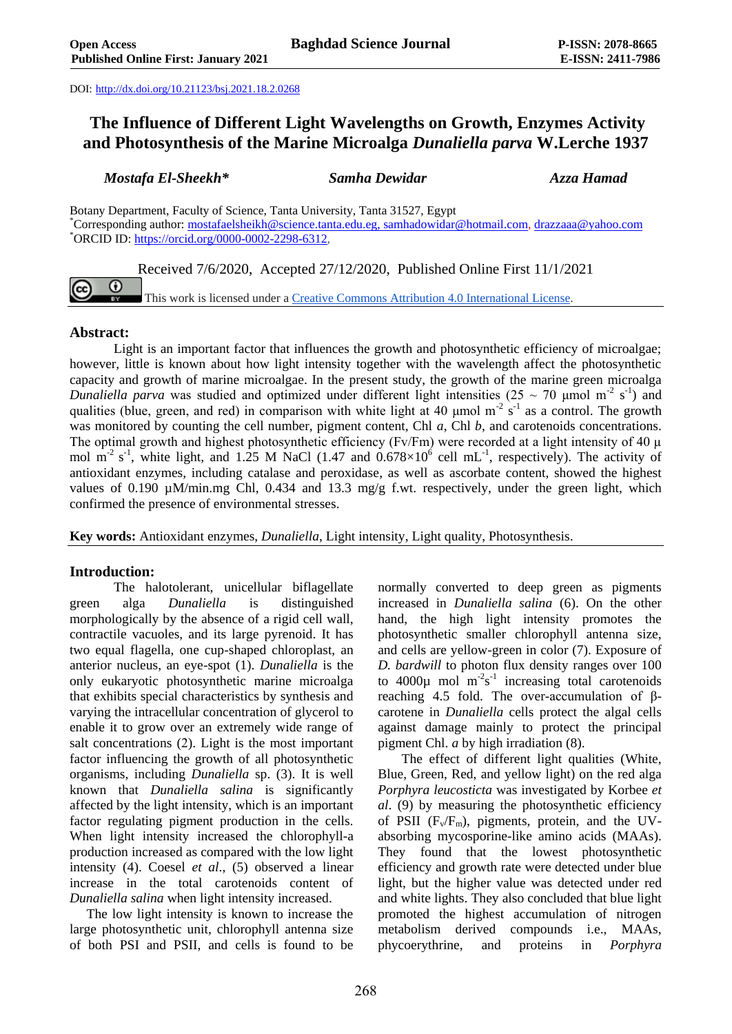DOI: http://dx.doi.org/10.21123/bsj.2021.18.2.0268

# The Influence of Different Light Wavelengths on Growth, Enzymes Activity and Photosynthesis of the Marine Microalga *Dunaliella parva* W.Lerche 1937

***Mostafa El-Sheekh**** ***Samha Dewidar*** ***Azza Hamad***

Botany Department, Faculty of Science, Tanta University, Tanta 31527, Egypt
*Corresponding author: mostafaelsheikh@science.tanta.edu.eg, samhadowidar@hotmail.com, drazzaaa@yahoo.com
*ORCID ID: https://orcid.org/0000-0002-2298-6312,

Received 7/6/2020, Accepted 27/12/2020, Published Online First 11/1/2021

This work is licensed under a Creative Commons Attribution 4.0 International License.

## Abstract:

Light is an important factor that influences the growth and photosynthetic efficiency of microalgae; however, little is known about how light intensity together with the wavelength affect the photosynthetic capacity and growth of marine microalgae. In the present study, the growth of the marine green microalga *Dunaliella parva* was studied and optimized under different light intensities (25 ~ 70 μmol $m^{-2}$ $s^{-1}$) and qualities (blue, green, and red) in comparison with white light at 40 μmol $m^{-2}$ $s^{-1}$ as a control. The growth was monitored by counting the cell number, pigment content, Chl *a*, Chl *b*, and carotenoids concentrations. The optimal growth and highest photosynthetic efficiency (Fv/Fm) were recorded at a light intensity of 40 μ mol $m^{-2}$ $s^{-1}$, white light, and 1.25 M NaCl (1.47 and $0.678\times10^{6}$ cell $mL^{-1}$, respectively). The activity of antioxidant enzymes, including catalase and peroxidase, as well as ascorbate content, showed the highest values of 0.190 μM/min.mg Chl, 0.434 and 13.3 mg/g f.wt. respectively, under the green light, which confirmed the presence of environmental stresses.

**Key words:** Antioxidant enzymes, *Dunaliella*, Light intensity, Light quality, Photosynthesis.

## Introduction:

The halotolerant, unicellular biflagellate green alga *Dunaliella* is distinguished morphologically by the absence of a rigid cell wall, contractile vacuoles, and its large pyrenoid. It has two equal flagella, one cup-shaped chloroplast, an anterior nucleus, an eye-spot (1). *Dunaliella* is the only eukaryotic photosynthetic marine microalga that exhibits special characteristics by synthesis and varying the intracellular concentration of glycerol to enable it to grow over an extremely wide range of salt concentrations (2). Light is the most important factor influencing the growth of all photosynthetic organisms, including *Dunaliella* sp. (3). It is well known that *Dunaliella salina* is significantly affected by the light intensity, which is an important factor regulating pigment production in the cells. When light intensity increased the chlorophyll-a production increased as compared with the low light intensity (4). Coesel *et al*., (5) observed a linear increase in the total carotenoids content of *Dunaliella salina* when light intensity increased.

The low light intensity is known to increase the large photosynthetic unit, chlorophyll antenna size of both PSI and PSII, and cells is found to be normally converted to deep green as pigments increased in *Dunaliella salina* (6). On the other hand, the high light intensity promotes the photosynthetic smaller chlorophyll antenna size, and cells are yellow-green in color (7). Exposure of *D. bardwill* to photon flux density ranges over 100 to 4000μ mol $m^{-2}s^{-1}$ increasing total carotenoids reaching 4.5 fold. The over-accumulation of β-carotene in *Dunaliella* cells protect the algal cells against damage mainly to protect the principal pigment Chl. *a* by high irradiation (8).

The effect of different light qualities (White, Blue, Green, Red, and yellow light) on the red alga *Porphyra leucosticta* was investigated by Korbee *et al*. (9) by measuring the photosynthetic efficiency of PSII ($F_v/F_m$), pigments, protein, and the UV-absorbing mycosporine-like amino acids (MAAs). They found that the lowest photosynthetic efficiency and growth rate were detected under blue light, but the higher value was detected under red and white lights. They also concluded that blue light promoted the highest accumulation of nitrogen metabolism derived compounds i.e., MAAs, phycoerythrine, and proteins in *Porphyra*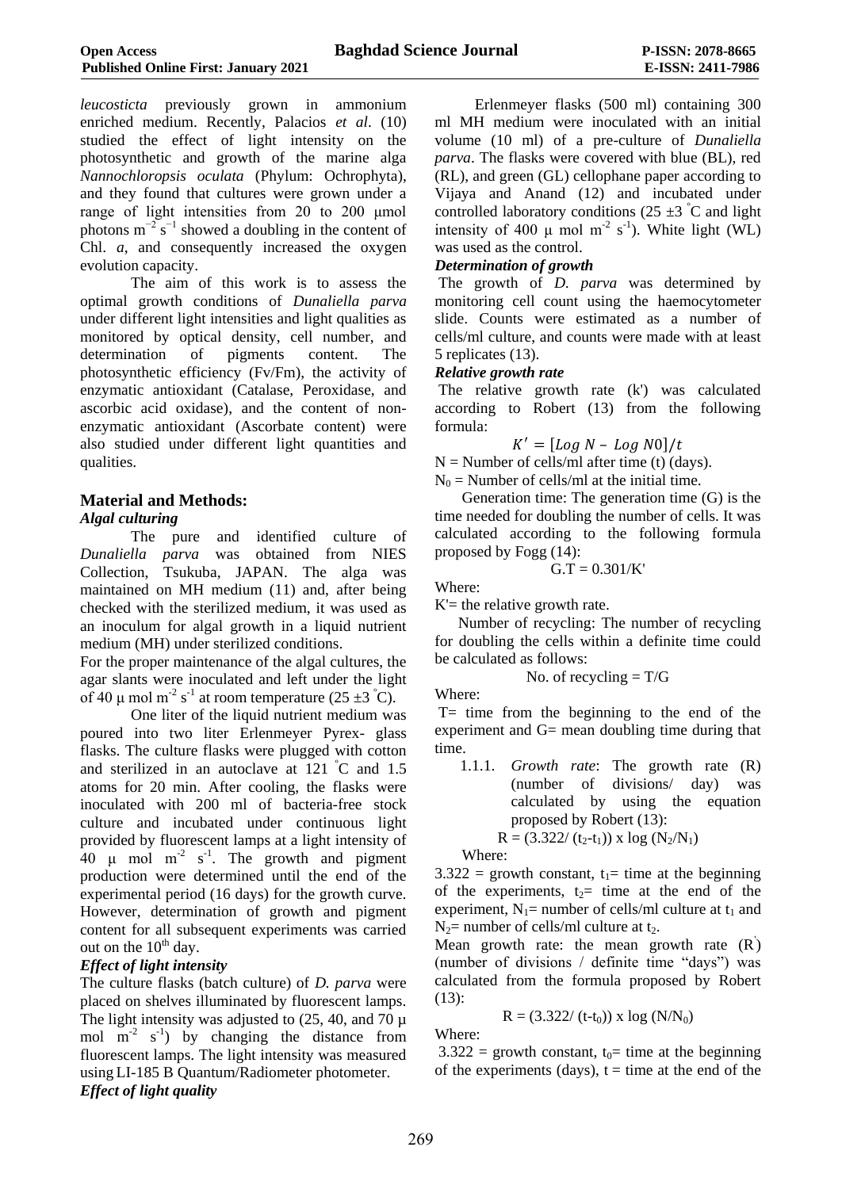*leucosticta* previously grown in ammonium enriched medium. Recently, Palacios *et al*. (10) studied the effect of light intensity on the photosynthetic and growth of the marine alga *Nannochloropsis oculata* (Phylum: Ochrophyta), and they found that cultures were grown under a range of light intensities from 20 to 200 μmol photons $m^{-2}$ $s^{-1}$ showed a doubling in the content of Chl. *a*, and consequently increased the oxygen evolution capacity.

The aim of this work is to assess the optimal growth conditions of *Dunaliella parva* under different light intensities and light qualities as monitored by optical density, cell number, and determination of pigments content. The photosynthetic efficiency (Fv/Fm), the activity of enzymatic antioxidant (Catalase, Peroxidase, and ascorbic acid oxidase), and the content of non-enzymatic antioxidant (Ascorbate content) were also studied under different light quantities and qualities.

## Material and Methods:

### *Algal culturing*

The pure and identified culture of *Dunaliella parva* was obtained from NIES Collection, Tsukuba, JAPAN. The alga was maintained on MH medium (11) and, after being checked with the sterilized medium, it was used as an inoculum for algal growth in a liquid nutrient medium (MH) under sterilized conditions.

For the proper maintenance of the algal cultures, the agar slants were inoculated and left under the light of 40 μ mol $m^{-2}$ $s^{-1}$ at room temperature (25 ±3 °C).

One liter of the liquid nutrient medium was poured into two liter Erlenmeyer Pyrex- glass flasks. The culture flasks were plugged with cotton and sterilized in an autoclave at 121 °C and 1.5 atoms for 20 min. After cooling, the flasks were inoculated with 200 ml of bacteria-free stock culture and incubated under continuous light provided by fluorescent lamps at a light intensity of 40 μ mol $m^{-2}$ $s^{-1}$. The growth and pigment production were determined until the end of the experimental period (16 days) for the growth curve. However, determination of growth and pigment content for all subsequent experiments was carried out on the $10^{th}$ day.

### *Effect of light intensity*

The culture flasks (batch culture) of *D. parva* were placed on shelves illuminated by fluorescent lamps. The light intensity was adjusted to (25, 40, and 70 μ mol $m^{-2}$ $s^{-1}$) by changing the distance from fluorescent lamps. The light intensity was measured using LI-185 B Quantum/Radiometer photometer.

### *Effect of light quality*

Erlenmeyer flasks (500 ml) containing 300 ml MH medium were inoculated with an initial volume (10 ml) of a pre-culture of *Dunaliella parva*. The flasks were covered with blue (BL), red (RL), and green (GL) cellophane paper according to Vijaya and Anand (12) and incubated under controlled laboratory conditions (25 ±3 °C and light intensity of 400 μ mol $m^{-2}$ $s^{-1}$). White light (WL) was used as the control.

### *Determination of growth*

The growth of *D. parva* was determined by monitoring cell count using the haemocytometer slide. Counts were estimated as a number of cells/ml culture, and counts were made with at least 5 replicates (13).

### *Relative growth rate*

The relative growth rate (k') was calculated according to Robert (13) from the following formula:

$$K' = [Log\ N - Log\ N0]/t$$

N = Number of cells/ml after time (t) (days).

$N_0$ = Number of cells/ml at the initial time.

Generation time: The generation time (G) is the time needed for doubling the number of cells. It was calculated according to the following formula proposed by Fogg (14):

$$G.T = 0.301/K'$$

Where:

K'= the relative growth rate.

Number of recycling: The number of recycling for doubling the cells within a definite time could be calculated as follows:

$$\text{No. of recycling} = T/G$$

Where:

T= time from the beginning to the end of the experiment and G= mean doubling time during that time.

1.1.1. *Growth rate*: The growth rate (R) (number of divisions/ day) was calculated by using the equation proposed by Robert (13):

$$R = (3.322/ (t_2\text{-}t_1)) \times \log (N_2/N_1)$$

Where:

3.322 = growth constant, $t_1$= time at the beginning of the experiments, $t_2$= time at the end of the experiment, $N_1$= number of cells/ml culture at $t_1$ and $N_2$= number of cells/ml culture at $t_2$.

Mean growth rate: the mean growth rate (R') (number of divisions / definite time "days") was calculated from the formula proposed by Robert (13):

$$R = (3.322/ (t\text{-}t_0)) \times \log (N/N_0)$$

Where:

3.322 = growth constant, $t_0$= time at the beginning of the experiments (days), t = time at the end of the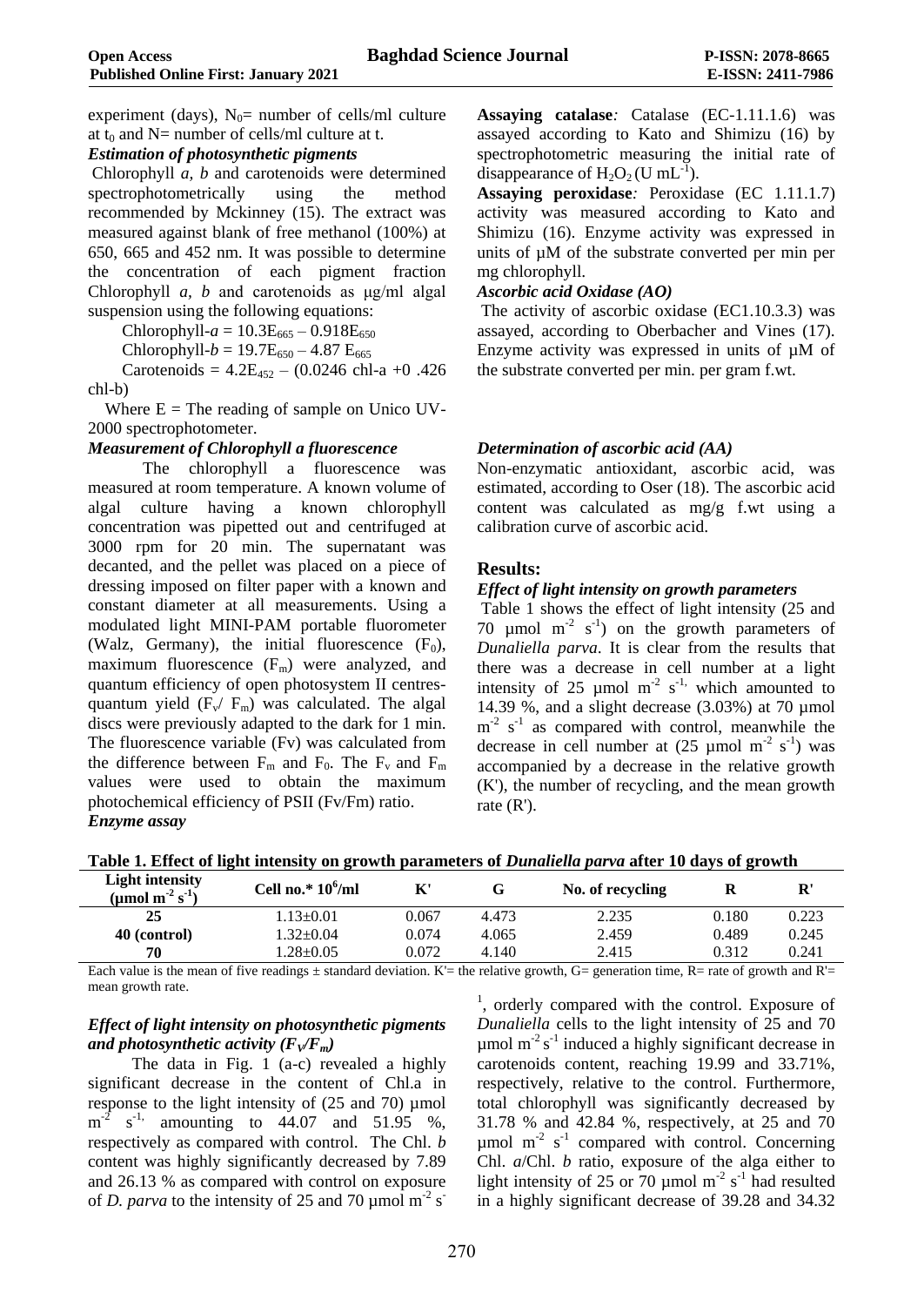experiment (days), $N_0$= number of cells/ml culture at $t_0$ and N= number of cells/ml culture at t.

### *Estimation of photosynthetic pigments*

Chlorophyll *a, b* and carotenoids were determined spectrophotometrically using the method recommended by Mckinney (15). The extract was measured against blank of free methanol (100%) at 650, 665 and 452 nm. It was possible to determine the concentration of each pigment fraction Chlorophyll *a, b* and carotenoids as µg/ml algal suspension using the following equations:

Chlorophyll-$a = 10.3E_{665} – 0.918E_{650}$

Chlorophyll-$b = 19.7E_{650} – 4.87 E_{665}$

Carotenoids = $4.2E_{452} – (0.0246$ chl-a +0 .426 chl-b)

Where E = The reading of sample on Unico UV-2000 spectrophotometer.

### *Measurement of Chlorophyll a fluorescence*

The chlorophyll a fluorescence was measured at room temperature. A known volume of algal culture having a known chlorophyll concentration was pipetted out and centrifuged at 3000 rpm for 20 min. The supernatant was decanted, and the pellet was placed on a piece of dressing imposed on filter paper with a known and constant diameter at all measurements. Using a modulated light MINI-PAM portable fluorometer (Walz, Germany), the initial fluorescence ($F_0$), maximum fluorescence ($F_m$) were analyzed, and quantum efficiency of open photosystem II centres-quantum yield ($F_v/ F_m$) was calculated. The algal discs were previously adapted to the dark for 1 min. The fluorescence variable (Fv) was calculated from the difference between $F_m$ and $F_0$. The $F_v$ and $F_m$ values were used to obtain the maximum photochemical efficiency of PSII (Fv/Fm) ratio.

### *Enzyme assay*

**Assaying catalase***:* Catalase (EC-1.11.1.6) was assayed according to Kato and Shimizu (16) by spectrophotometric measuring the initial rate of disappearance of $H_2O_2$ (U $mL^{-1}$).

**Assaying peroxidase***:* Peroxidase (EC 1.11.1.7) activity was measured according to Kato and Shimizu (16). Enzyme activity was expressed in units of µM of the substrate converted per min per mg chlorophyll.

### *Ascorbic acid Oxidase (AO)*

The activity of ascorbic oxidase (EC1.10.3.3) was assayed, according to Oberbacher and Vines (17). Enzyme activity was expressed in units of µM of the substrate converted per min. per gram f.wt.

### *Determination of ascorbic acid (AA)*

Non-enzymatic antioxidant, ascorbic acid, was estimated, according to Oser (18). The ascorbic acid content was calculated as mg/g f.wt using a calibration curve of ascorbic acid.

## Results:

### *Effect of light intensity on growth parameters*

Table 1 shows the effect of light intensity (25 and 70 µmol $m^{-2}$ $s^{-1}$) on the growth parameters of *Dunaliella parva*. It is clear from the results that there was a decrease in cell number at a light intensity of 25 µmol $m^{-2}$ $s^{-1}$, which amounted to 14.39 %, and a slight decrease (3.03%) at 70 µmol $m^{-2}$ $s^{-1}$ as compared with control, meanwhile the decrease in cell number at (25 µmol $m^{-2}$ $s^{-1}$) was accompanied by a decrease in the relative growth (K'), the number of recycling, and the mean growth rate (R').

**Table 1. Effect of light intensity on growth parameters of *Dunaliella parva* after 10 days of growth**

| Light intensity (µmol $m^{-2}$ $s^{-1}$) | Cell no.* $10^6$/ml | K' | G | No. of recycling | R | R' |
|---|---|---|---|---|---|---|
| 25 | 1.13±0.01 | 0.067 | 4.473 | 2.235 | 0.180 | 0.223 |
| 40 (control) | 1.32±0.04 | 0.074 | 4.065 | 2.459 | 0.489 | 0.245 |
| 70 | 1.28±0.05 | 0.072 | 4.140 | 2.415 | 0.312 | 0.241 |

Each value is the mean of five readings ± standard deviation. K'= the relative growth, G= generation time, R= rate of growth and R'= mean growth rate.

### *Effect of light intensity on photosynthetic pigments and photosynthetic activity ($F_V/F_m$)*

The data in Fig. 1 (a-c) revealed a highly significant decrease in the content of Chl.a in response to the light intensity of (25 and 70) µmol $m^{-2}$ $s^{-1}$, amounting to 44.07 and 51.95 %, respectively as compared with control. The Chl. *b* content was highly significantly decreased by 7.89 and 26.13 % as compared with control on exposure of *D. parva* to the intensity of 25 and 70 µmol $m^{-2}$ $s^{-1}$, orderly compared with the control. Exposure of *Dunaliella* cells to the light intensity of 25 and 70 µmol $m^{-2}$ $s^{-1}$ induced a highly significant decrease in carotenoids content, reaching 19.99 and 33.71%, respectively, relative to the control. Furthermore, total chlorophyll was significantly decreased by 31.78 % and 42.84 %, respectively, at 25 and 70 µmol $m^{-2}$ $s^{-1}$ compared with control. Concerning Chl. *a*/Chl. *b* ratio, exposure of the alga either to light intensity of 25 or 70 µmol $m^{-2}$ $s^{-1}$ had resulted in a highly significant decrease of 39.28 and 34.32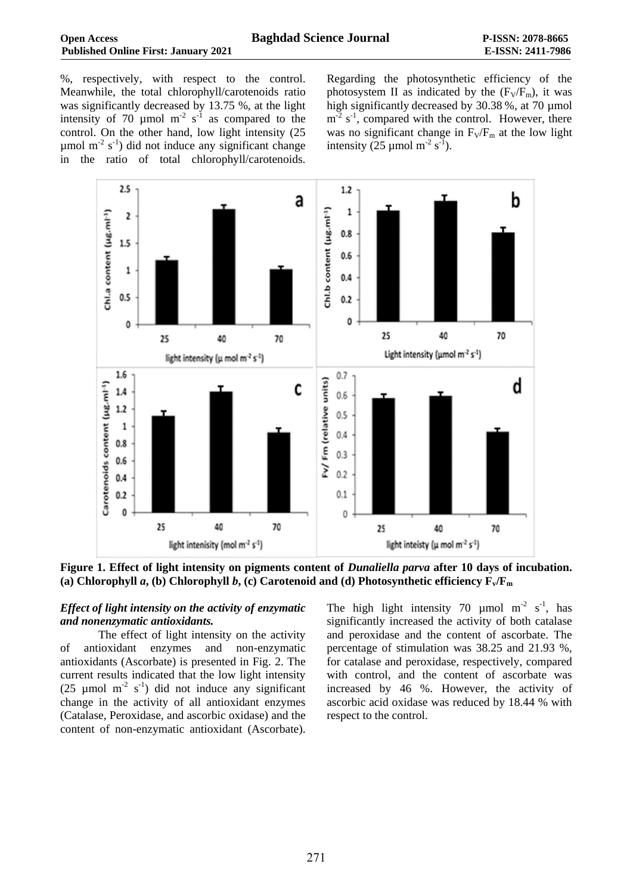%, respectively, with respect to the control. Meanwhile, the total chlorophyll/carotenoids ratio was significantly decreased by 13.75 %, at the light intensity of 70 µmol $m^{-2}$ $s^{-1}$ as compared to the control. On the other hand, low light intensity (25 µmol $m^{-2}$ $s^{-1}$) did not induce any significant change in the ratio of total chlorophyll/carotenoids. Regarding the photosynthetic efficiency of the photosystem II as indicated by the ($F_V/F_m$), it was high significantly decreased by 30.38 %, at 70 µmol $m^{-2}$ $s^{-1}$, compared with the control. However, there was no significant change in $F_V/F_m$ at the low light intensity (25 µmol $m^{-2}$ $s^{-1}$).

**Figure 1. Effect of light intensity on pigments content of *Dunaliella parva* after 10 days of incubation. (a) Chlorophyll *a*, (b) Chlorophyll *b*, (c) Carotenoid and (d) Photosynthetic efficiency $F_v/F_m$**

***Effect of light intensity on the activity of enzymatic and nonenzymatic antioxidants.***

The effect of light intensity on the activity of antioxidant enzymes and non-enzymatic antioxidants (Ascorbate) is presented in Fig. 2. The current results indicated that the low light intensity (25 µmol $m^{-2}$ $s^{-1}$) did not induce any significant change in the activity of all antioxidant enzymes (Catalase, Peroxidase, and ascorbic oxidase) and the content of non-enzymatic antioxidant (Ascorbate). The high light intensity 70 µmol $m^{-2}$ $s^{-1}$, has significantly increased the activity of both catalase and peroxidase and the content of ascorbate. The percentage of stimulation was 38.25 and 21.93 %, for catalase and peroxidase, respectively, compared with control, and the content of ascorbate was increased by 46 %. However, the activity of ascorbic acid oxidase was reduced by 18.44 % with respect to the control.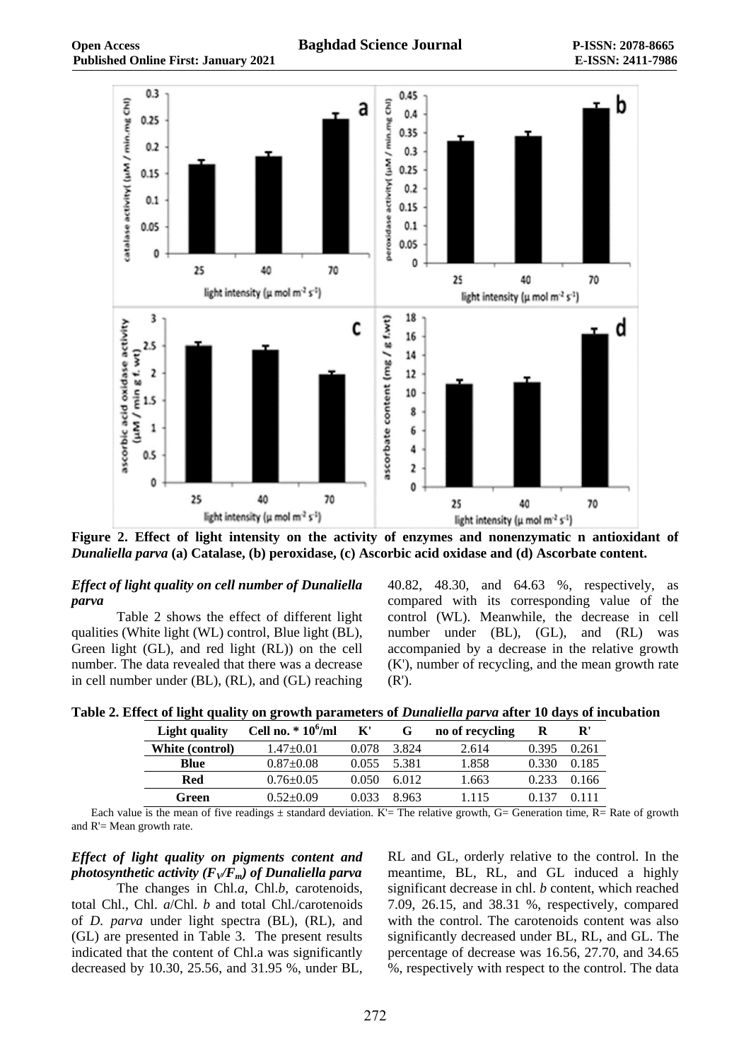**Figure 2. Effect of light intensity on the activity of enzymes and nonenzymatic n antioxidant of *Dunaliella parva* (a) Catalase, (b) peroxidase, (c) Ascorbic acid oxidase and (d) Ascorbate content.**

### *Effect of light quality on cell number of Dunaliella parva*

Table 2 shows the effect of different light qualities (White light (WL) control, Blue light (BL), Green light (GL), and red light (RL)) on the cell number. The data revealed that there was a decrease in cell number under (BL), (RL), and (GL) reaching 40.82, 48.30, and 64.63 %, respectively, as compared with its corresponding value of the control (WL). Meanwhile, the decrease in cell number under (BL), (GL), and (RL) was accompanied by a decrease in the relative growth (K'), number of recycling, and the mean growth rate (R').

**Table 2. Effect of light quality on growth parameters of *Dunaliella parva* after 10 days of incubation**

| Light quality | Cell no. * $10^6$/ml | K' | G | no of recycling | R | R' |
|---|---|---|---|---|---|---|
| **White (control)** | 1.47±0.01 | 0.078 | 3.824 | 2.614 | 0.395 | 0.261 |
| **Blue** | 0.87±0.08 | 0.055 | 5.381 | 1.858 | 0.330 | 0.185 |
| **Red** | 0.76±0.05 | 0.050 | 6.012 | 1.663 | 0.233 | 0.166 |
| **Green** | 0.52±0.09 | 0.033 | 8.963 | 1.115 | 0.137 | 0.111 |

Each value is the mean of five readings ± standard deviation. K'= The relative growth, G= Generation time, R= Rate of growth and R'= Mean growth rate.

### *Effect of light quality on pigments content and photosynthetic activity ($F_v/F_m$) of Dunaliella parva*

The changes in Chl.*a*, Chl.*b*, carotenoids, total Chl., Chl. *a*/Chl. *b* and total Chl./carotenoids of *D. parva* under light spectra (BL), (RL), and (GL) are presented in Table 3. The present results indicated that the content of Chl.a was significantly decreased by 10.30, 25.56, and 31.95 %, under BL, RL and GL, orderly relative to the control. In the meantime, BL, RL, and GL induced a highly significant decrease in chl. *b* content, which reached 7.09, 26.15, and 38.31 %, respectively, compared with the control. The carotenoids content was also significantly decreased under BL, RL, and GL. The percentage of decrease was 16.56, 27.70, and 34.65 %, respectively with respect to the control. The data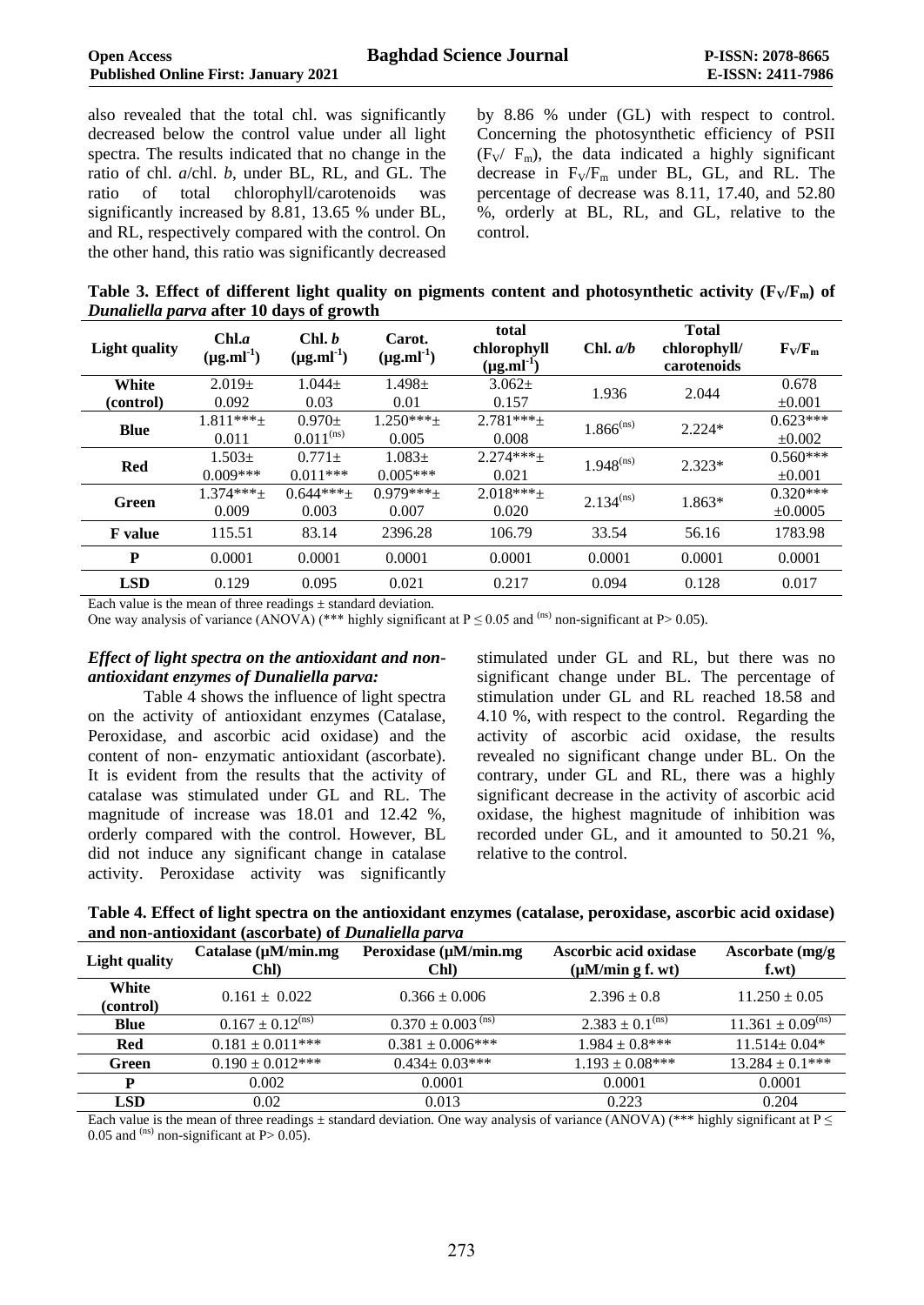also revealed that the total chl. was significantly decreased below the control value under all light spectra. The results indicated that no change in the ratio of chl. *a*/chl. *b*, under BL, RL, and GL. The ratio of total chlorophyll/carotenoids was significantly increased by 8.81, 13.65 % under BL, and RL, respectively compared with the control. On the other hand, this ratio was significantly decreased by 8.86 % under (GL) with respect to control. Concerning the photosynthetic efficiency of PSII ($F_V$/ $F_m$), the data indicated a highly significant decrease in $F_V/F_m$ under BL, GL, and RL. The percentage of decrease was 8.11, 17.40, and 52.80 %, orderly at BL, RL, and GL, relative to the control.

**Table 3. Effect of different light quality on pigments content and photosynthetic activity ($F_V/F_m$) of *Dunaliella parva* after 10 days of growth**

| Light quality | Chl.*a* ($\mu g.ml^{-1}$) | Chl. *b* ($\mu g.ml^{-1}$) | Carot. ($\mu g.ml^{-1}$) | total chlorophyll ($\mu g.ml^{-1}$) | Chl. *a/b* | Total chlorophyll/ carotenoids | $F_V/F_m$ |
|---|---|---|---|---|---|---|---|
| White (control) | 2.019± 0.092 | 1.044± 0.03 | 1.498± 0.01 | 3.062± 0.157 | 1.936 | 2.044 | 0.678 ±0.001 |
| Blue | 1.811***± 0.011 | 0.970± 0.011(ns) | 1.250***± 0.005 | 2.781***± 0.008 | 1.866(ns) | 2.224* | 0.623*** ±0.002 |
| Red | 1.503± 0.009*** | 0.771± 0.011*** | 1.083± 0.005*** | 2.274***± 0.021 | 1.948(ns) | 2.323* | 0.560*** ±0.001 |
| Green | 1.374***± 0.009 | 0.644***± 0.003 | 0.979***± 0.007 | 2.018***± 0.020 | 2.134(ns) | 1.863* | 0.320*** ±0.0005 |
| F value | 115.51 | 83.14 | 2396.28 | 106.79 | 33.54 | 56.16 | 1783.98 |
| P | 0.0001 | 0.0001 | 0.0001 | 0.0001 | 0.0001 | 0.0001 | 0.0001 |
| LSD | 0.129 | 0.095 | 0.021 | 0.217 | 0.094 | 0.128 | 0.017 |

Each value is the mean of three readings ± standard deviation.
One way analysis of variance (ANOVA) (*** highly significant at $P \leq 0.05$ and (ns) non-significant at P> 0.05).

### *Effect of light spectra on the antioxidant and non-antioxidant enzymes of Dunaliella parva:*

Table 4 shows the influence of light spectra on the activity of antioxidant enzymes (Catalase, Peroxidase, and ascorbic acid oxidase) and the content of non- enzymatic antioxidant (ascorbate). It is evident from the results that the activity of catalase was stimulated under GL and RL. The magnitude of increase was 18.01 and 12.42 %, orderly compared with the control. However, BL did not induce any significant change in catalase activity. Peroxidase activity was significantly stimulated under GL and RL, but there was no significant change under BL. The percentage of stimulation under GL and RL reached 18.58 and 4.10 %, with respect to the control. Regarding the activity of ascorbic acid oxidase, the results revealed no significant change under BL. On the contrary, under GL and RL, there was a highly significant decrease in the activity of ascorbic acid oxidase, the highest magnitude of inhibition was recorded under GL, and it amounted to 50.21 %, relative to the control.

**Table 4. Effect of light spectra on the antioxidant enzymes (catalase, peroxidase, ascorbic acid oxidase) and non-antioxidant (ascorbate) of *Dunaliella parva***

| Light quality | Catalase (μM/min.mg Chl) | Peroxidase (μM/min.mg Chl) | Ascorbic acid oxidase (μM/min g f. wt) | Ascorbate (mg/g f.wt) |
|---|---|---|---|---|
| White (control) | 0.161 ± 0.022 | 0.366 ± 0.006 | 2.396 ± 0.8 | 11.250 ± 0.05 |
| Blue | 0.167 ± 0.12(ns) | 0.370 ± 0.003 (ns) | 2.383 ± 0.1(ns) | 11.361 ± 0.09(ns) |
| Red | 0.181 ± 0.011*** | 0.381 ± 0.006*** | 1.984 ± 0.8*** | 11.514± 0.04* |
| Green | 0.190 ± 0.012*** | 0.434± 0.03*** | 1.193 ± 0.08*** | 13.284 ± 0.1*** |
| P | 0.002 | 0.0001 | 0.0001 | 0.0001 |
| LSD | 0.02 | 0.013 | 0.223 | 0.204 |

Each value is the mean of three readings ± standard deviation. One way analysis of variance (ANOVA) (*** highly significant at $P \leq 0.05$ and (ns) non-significant at P> 0.05).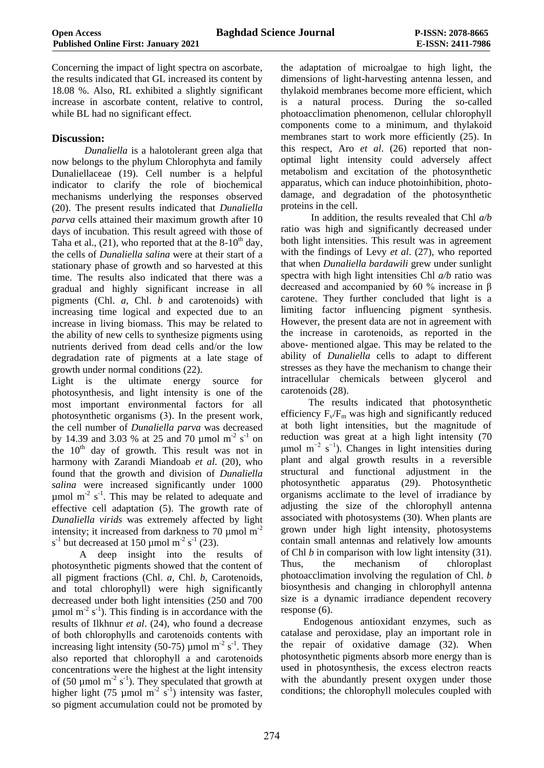Concerning the impact of light spectra on ascorbate, the results indicated that GL increased its content by 18.08 %. Also, RL exhibited a slightly significant increase in ascorbate content, relative to control, while BL had no significant effect.

## Discussion:

*Dunaliella* is a halotolerant green alga that now belongs to the phylum Chlorophyta and family Dunaliellaceae (19). Cell number is a helpful indicator to clarify the role of biochemical mechanisms underlying the responses observed (20). The present results indicated that *Dunaliella parva* cells attained their maximum growth after 10 days of incubation. This result agreed with those of Taha et al., (21), who reported that at the 8-10$^{th}$ day, the cells of *Dunaliella salina* were at their start of a stationary phase of growth and so harvested at this time. The results also indicated that there was a gradual and highly significant increase in all pigments (Chl. *a*, Chl. *b* and carotenoids) with increasing time logical and expected due to an increase in living biomass. This may be related to the ability of new cells to synthesize pigments using nutrients derived from dead cells and/or the low degradation rate of pigments at a late stage of growth under normal conditions (22).

Light is the ultimate energy source for photosynthesis, and light intensity is one of the most important environmental factors for all photosynthetic organisms (3). In the present work, the cell number of *Dunaliella parva* was decreased by 14.39 and 3.03 % at 25 and 70 µmol m$^{-2}$ s$^{-1}$ on the 10$^{th}$ day of growth. This result was not in harmony with Zarandi Miandoab *et al*. (20), who found that the growth and division of *Dunaliella salina* were increased significantly under 1000 µmol m$^{-2}$ s$^{-1}$. This may be related to adequate and effective cell adaptation (5). The growth rate of *Dunaliella virids* was extremely affected by light intensity; it increased from darkness to 70 µmol m$^{-2}$ s$^{-1}$ but decreased at 150 µmol m$^{-2}$ s$^{-1}$ (23).

A deep insight into the results of photosynthetic pigments showed that the content of all pigment fractions (Chl. *a*, Chl. *b*, Carotenoids, and total chlorophyll) were high significantly decreased under both light intensities (250 and 700 µmol m$^{-2}$ s$^{-1}$). This finding is in accordance with the results of Ilkhnur *et al*. (24), who found a decrease of both chlorophylls and carotenoids contents with increasing light intensity (50-75) µmol m$^{-2}$ s$^{-1}$. They also reported that chlorophyll a and carotenoids concentrations were the highest at the light intensity of (50 µmol m$^{-2}$ s$^{-1}$). They speculated that growth at higher light (75 µmol m$^{-2}$ s$^{-1}$) intensity was faster, so pigment accumulation could not be promoted by the adaptation of microalgae to high light, the dimensions of light-harvesting antenna lessen, and thylakoid membranes become more efficient, which is a natural process. During the so-called photoacclimation phenomenon, cellular chlorophyll components come to a minimum, and thylakoid membranes start to work more efficiently (25). In this respect, Aro *et al*. (26) reported that non-optimal light intensity could adversely affect metabolism and excitation of the photosynthetic apparatus, which can induce photoinhibition, photo-damage, and degradation of the photosynthetic proteins in the cell.

In addition, the results revealed that Chl *a/b* ratio was high and significantly decreased under both light intensities. This result was in agreement with the findings of Levy *et al*. (27), who reported that when *Dunaliella bardawili* grew under sunlight spectra with high light intensities Chl *a/b* ratio was decreased and accompanied by 60 % increase in β carotene. They further concluded that light is a limiting factor influencing pigment synthesis. However, the present data are not in agreement with the increase in carotenoids, as reported in the above- mentioned algae. This may be related to the ability of *Dunaliella* cells to adapt to different stresses as they have the mechanism to change their intracellular chemicals between glycerol and carotenoids (28).

The results indicated that photosynthetic efficiency $F_v/F_m$ was high and significantly reduced at both light intensities, but the magnitude of reduction was great at a high light intensity (70 µmol m$^{-2}$ s$^{-1}$). Changes in light intensities during plant and algal growth results in a reversible structural and functional adjustment in the photosynthetic apparatus (29). Photosynthetic organisms acclimate to the level of irradiance by adjusting the size of the chlorophyll antenna associated with photosystems (30). When plants are grown under high light intensity, photosystems contain small antennas and relatively low amounts of Chl *b* in comparison with low light intensity (31). Thus, the mechanism of chloroplast photoacclimation involving the regulation of Chl. *b* biosynthesis and changing in chlorophyll antenna size is a dynamic irradiance dependent recovery response (6).

Endogenous antioxidant enzymes, such as catalase and peroxidase, play an important role in the repair of oxidative damage (32). When photosynthetic pigments absorb more energy than is used in photosynthesis, the excess electron reacts with the abundantly present oxygen under those conditions; the chlorophyll molecules coupled with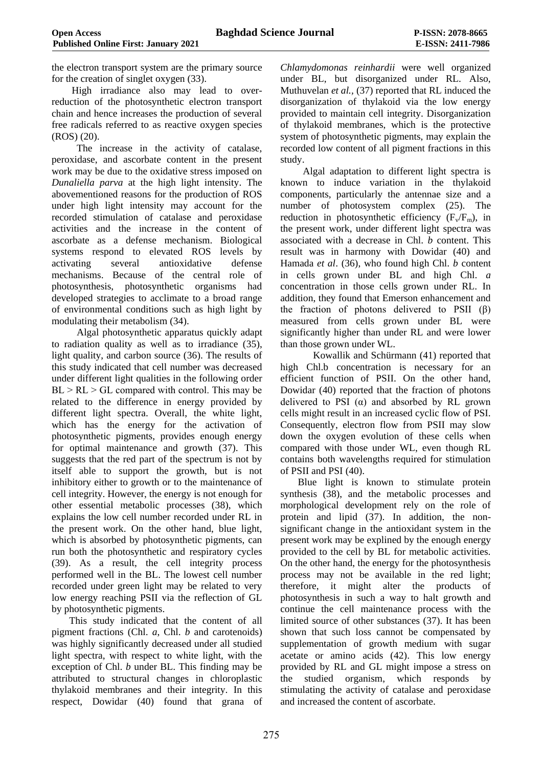the electron transport system are the primary source for the creation of singlet oxygen (33).

High irradiance also may lead to over-reduction of the photosynthetic electron transport chain and hence increases the production of several free radicals referred to as reactive oxygen species (ROS) (20).

The increase in the activity of catalase, peroxidase, and ascorbate content in the present work may be due to the oxidative stress imposed on *Dunaliella parva* at the high light intensity. The abovementioned reasons for the production of ROS under high light intensity may account for the recorded stimulation of catalase and peroxidase activities and the increase in the content of ascorbate as a defense mechanism. Biological systems respond to elevated ROS levels by activating several antioxidative defense mechanisms. Because of the central role of photosynthesis, photosynthetic organisms had developed strategies to acclimate to a broad range of environmental conditions such as high light by modulating their metabolism (34).

Algal photosynthetic apparatus quickly adapt to radiation quality as well as to irradiance (35), light quality, and carbon source (36). The results of this study indicated that cell number was decreased under different light qualities in the following order BL > RL > GL compared with control. This may be related to the difference in energy provided by different light spectra. Overall, the white light, which has the energy for the activation of photosynthetic pigments, provides enough energy for optimal maintenance and growth (37). This suggests that the red part of the spectrum is not by itself able to support the growth, but is not inhibitory either to growth or to the maintenance of cell integrity. However, the energy is not enough for other essential metabolic processes (38), which explains the low cell number recorded under RL in the present work. On the other hand, blue light, which is absorbed by photosynthetic pigments, can run both the photosynthetic and respiratory cycles (39). As a result, the cell integrity process performed well in the BL. The lowest cell number recorded under green light may be related to very low energy reaching PSII via the reflection of GL by photosynthetic pigments.

This study indicated that the content of all pigment fractions (Chl. *a*, Chl. *b* and carotenoids) was highly significantly decreased under all studied light spectra, with respect to white light, with the exception of Chl. *b* under BL. This finding may be attributed to structural changes in chloroplastic thylakoid membranes and their integrity. In this respect, Dowidar (40) found that grana of *Chlamydomonas reinhardii* were well organized under BL, but disorganized under RL. Also, Muthuvelan *et al.*, (37) reported that RL induced the disorganization of thylakoid via the low energy provided to maintain cell integrity. Disorganization of thylakoid membranes, which is the protective system of photosynthetic pigments, may explain the recorded low content of all pigment fractions in this study.

Algal adaptation to different light spectra is known to induce variation in the thylakoid components, particularly the antennae size and a number of photosystem complex (25). The reduction in photosynthetic efficiency ($F_v/F_m$), in the present work, under different light spectra was associated with a decrease in Chl. *b* content. This result was in harmony with Dowidar (40) and Hamada *et al*. (36), who found high Chl. *b* content in cells grown under BL and high Chl. *a* concentration in those cells grown under RL. In addition, they found that Emerson enhancement and the fraction of photons delivered to PSII ($\beta$) measured from cells grown under BL were significantly higher than under RL and were lower than those grown under WL.

Kowallik and Schürmann (41) reported that high Chl.b concentration is necessary for an efficient function of PSII. On the other hand, Dowidar (40) reported that the fraction of photons delivered to PSI ($\alpha$) and absorbed by RL grown cells might result in an increased cyclic flow of PSI. Consequently, electron flow from PSII may slow down the oxygen evolution of these cells when compared with those under WL, even though RL contains both wavelengths required for stimulation of PSII and PSI (40).

Blue light is known to stimulate protein synthesis (38), and the metabolic processes and morphological development rely on the role of protein and lipid (37). In addition, the non-significant change in the antioxidant system in the present work may be explined by the enough energy provided to the cell by BL for metabolic activities. On the other hand, the energy for the photosynthesis process may not be available in the red light; therefore, it might alter the products of photosynthesis in such a way to halt growth and continue the cell maintenance process with the limited source of other substances (37). It has been shown that such loss cannot be compensated by supplementation of growth medium with sugar acetate or amino acids (42). This low energy provided by RL and GL might impose a stress on the studied organism, which responds by stimulating the activity of catalase and peroxidase and increased the content of ascorbate.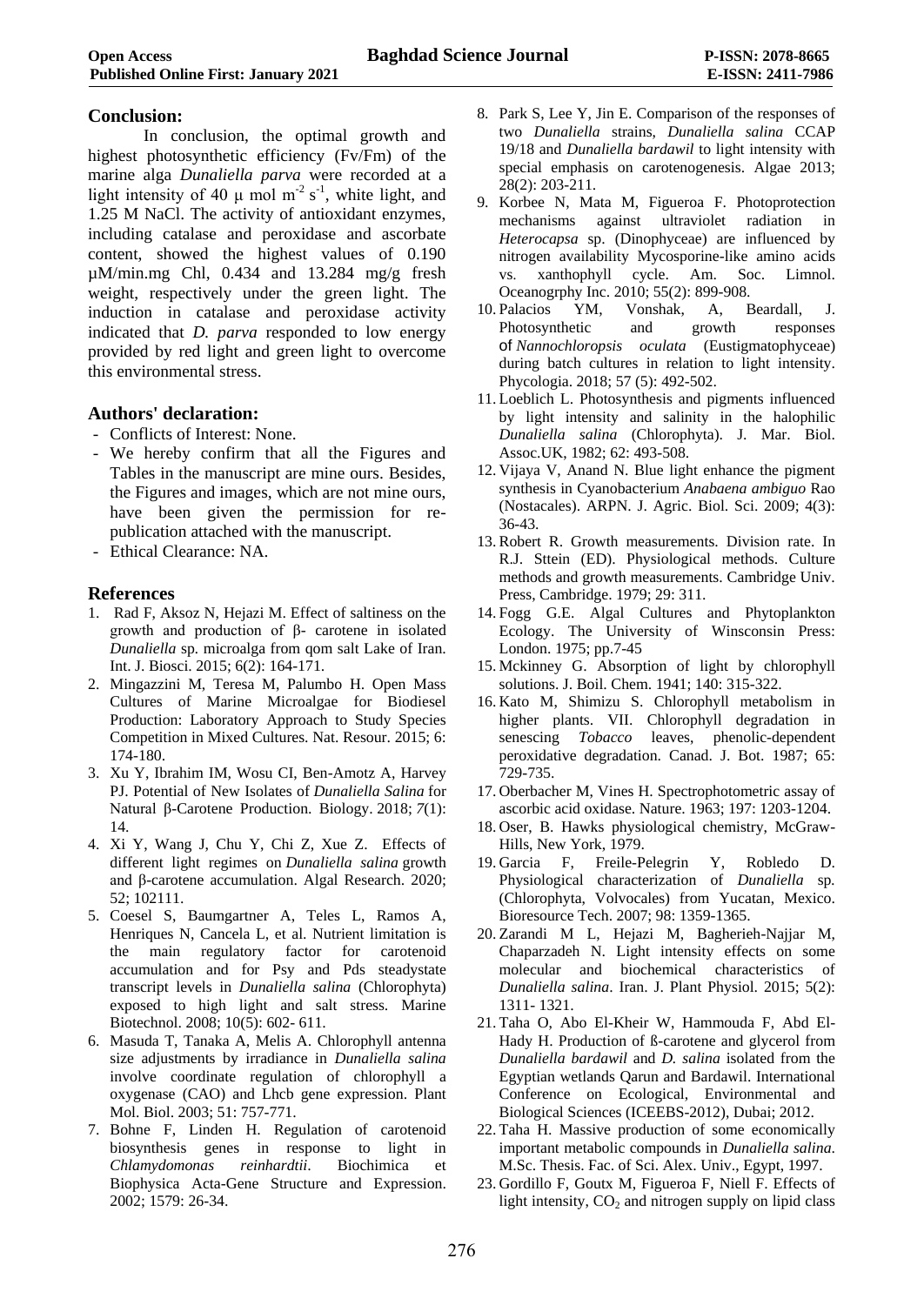## Conclusion:

In conclusion, the optimal growth and highest photosynthetic efficiency (Fv/Fm) of the marine alga *Dunaliella parva* were recorded at a light intensity of 40 μ mol $m^{-2}$ $s^{-1}$, white light, and 1.25 M NaCl. The activity of antioxidant enzymes, including catalase and peroxidase and ascorbate content, showed the highest values of 0.190 µM/min.mg Chl, 0.434 and 13.284 mg/g fresh weight, respectively under the green light. The induction in catalase and peroxidase activity indicated that *D. parva* responded to low energy provided by red light and green light to overcome this environmental stress.

## Authors' declaration:

- Conflicts of Interest: None.
- We hereby confirm that all the Figures and Tables in the manuscript are mine ours. Besides, the Figures and images, which are not mine ours, have been given the permission for re-publication attached with the manuscript.
- Ethical Clearance: NA.

## References

1. Rad F, Aksoz N, Hejazi M. Effect of saltiness on the growth and production of β- carotene in isolated *Dunaliella* sp. microalga from qom salt Lake of Iran. Int. J. Biosci. 2015; 6(2): 164-171.
2. Mingazzini M, Teresa M, Palumbo H. Open Mass Cultures of Marine Microalgae for Biodiesel Production: Laboratory Approach to Study Species Competition in Mixed Cultures. Nat. Resour. 2015; 6: 174-180.
3. Xu Y, Ibrahim IM, Wosu CI, Ben-Amotz A, Harvey PJ. Potential of New Isolates of *Dunaliella Salina* for Natural β-Carotene Production. Biology. 2018; *7*(1): 14.
4. Xi Y, Wang J, Chu Y, Chi Z, Xue Z. Effects of different light regimes on *Dunaliella salina* growth and β-carotene accumulation. Algal Research. 2020; 52; 102111.
5. Coesel S, Baumgartner A, Teles L, Ramos A, Henriques N, Cancela L, et al. Nutrient limitation is the main regulatory factor for carotenoid accumulation and for Psy and Pds steadystate transcript levels in *Dunaliella salina* (Chlorophyta) exposed to high light and salt stress. Marine Biotechnol. 2008; 10(5): 602- 611.
6. Masuda T, Tanaka A, Melis A. Chlorophyll antenna size adjustments by irradiance in *Dunaliella salina* involve coordinate regulation of chlorophyll a oxygenase (CAO) and Lhcb gene expression. Plant Mol. Biol. 2003; 51: 757-771.
7. Bohne F, Linden H. Regulation of carotenoid biosynthesis genes in response to light in *Chlamydomonas reinhardtii*. Biochimica et Biophysica Acta-Gene Structure and Expression. 2002; 1579: 26-34.
8. Park S, Lee Y, Jin E. Comparison of the responses of two *Dunaliella* strains, *Dunaliella salina* CCAP 19/18 and *Dunaliella bardawil* to light intensity with special emphasis on carotenogenesis. Algae 2013; 28(2): 203-211.
9. Korbee N, Mata M, Figueroa F. Photoprotection mechanisms against ultraviolet radiation in *Heterocapsa* sp. (Dinophyceae) are influenced by nitrogen availability Mycosporine-like amino acids vs. xanthophyll cycle. Am. Soc. Limnol. Oceanogrphy Inc. 2010; 55(2): 899-908.
10. Palacios YM, Vonshak, A, Beardall, J. Photosynthetic and growth responses of *Nannochloropsis oculata* (Eustigmatophyceae) during batch cultures in relation to light intensity. Phycologia. 2018; 57 (5): 492-502.
11. Loeblich L. Photosynthesis and pigments influenced by light intensity and salinity in the halophilic *Dunaliella salina* (Chlorophyta). J. Mar. Biol. Assoc.UK, 1982; 62: 493-508.
12. Vijaya V, Anand N. Blue light enhance the pigment synthesis in Cyanobacterium *Anabaena ambiguo* Rao (Nostacales). ARPN. J. Agric. Biol. Sci. 2009; 4(3): 36-43.
13. Robert R. Growth measurements. Division rate. In R.J. Sttein (ED). Physiological methods. Culture methods and growth measurements. Cambridge Univ. Press, Cambridge. 1979; 29: 311.
14. Fogg G.E. Algal Cultures and Phytoplankton Ecology. The University of Winsconsin Press: London. 1975; pp.7-45
15. Mckinney G. Absorption of light by chlorophyll solutions. J. Boil. Chem. 1941; 140: 315-322.
16. Kato M, Shimizu S. Chlorophyll metabolism in higher plants. VII. Chlorophyll degradation in senescing *Tobacco* leaves, phenolic-dependent peroxidative degradation. Canad. J. Bot. 1987; 65: 729-735.
17. Oberbacher M, Vines H. Spectrophotometric assay of ascorbic acid oxidase. Nature. 1963; 197: 1203-1204.
18. Oser, B. Hawks physiological chemistry, McGraw-Hills, New York, 1979.
19. Garcia F, Freile-Pelegrin Y, Robledo D. Physiological characterization of *Dunaliella* sp. (Chlorophyta, Volvocales) from Yucatan, Mexico. Bioresource Tech. 2007; 98: 1359-1365.
20. Zarandi M L, Hejazi M, Bagherieh-Najjar M, Chaparzadeh N. Light intensity effects on some molecular and biochemical characteristics of *Dunaliella salina*. Iran. J. Plant Physiol. 2015; 5(2): 1311- 1321.
21. Taha O, Abo El-Kheir W, Hammouda F, Abd El-Hady H. Production of ß-carotene and glycerol from *Dunaliella bardawil* and *D. salina* isolated from the Egyptian wetlands Qarun and Bardawil. International Conference on Ecological, Environmental and Biological Sciences (ICEEBS-2012), Dubai; 2012.
22. Taha H. Massive production of some economically important metabolic compounds in *Dunaliella salina*. M.Sc. Thesis. Fac. of Sci. Alex. Univ., Egypt, 1997.
23. Gordillo F, Goutx M, Figueroa F, Niell F. Effects of light intensity, $CO_2$ and nitrogen supply on lipid class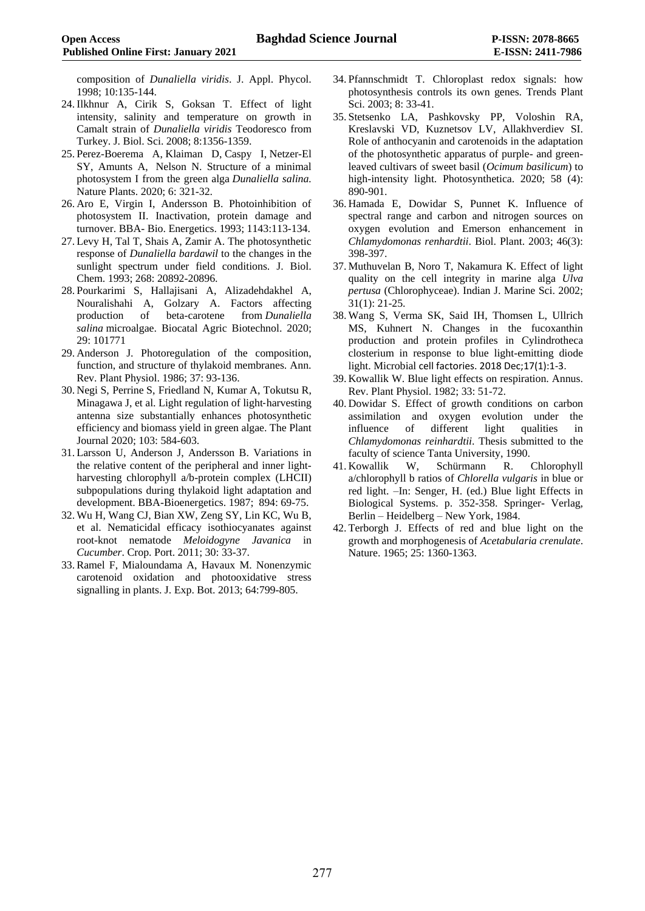composition of *Dunaliella viridis*. J. Appl. Phycol. 1998; 10:135-144.

24. Ilkhnur A, Cirik S, Goksan T. Effect of light intensity, salinity and temperature on growth in Camalt strain of *Dunaliella viridis* Teodoresco from Turkey. J. Biol. Sci. 2008; 8:1356-1359.
25. Perez-Boerema A, Klaiman D, Caspy I, Netzer-El SY, Amunts A, Nelson N. Structure of a minimal photosystem I from the green alga *Dunaliella salina.* Nature Plants. 2020; 6: 321-32.
26. Aro E, Virgin I, Andersson B. Photoinhibition of photosystem II. Inactivation, protein damage and turnover. BBA- Bio. Energetics. 1993; 1143:113-134.
27. Levy H, Tal T, Shais A, Zamir A. The photosynthetic response of *Dunaliella bardawil* to the changes in the sunlight spectrum under field conditions. J. Biol. Chem. 1993; 268: 20892-20896.
28. Pourkarimi S, Hallajisani A, Alizadehdakhel A, Nouralishahi A, Golzary A. Factors affecting production of beta-carotene from *Dunaliella salina* microalgae. Biocatal Agric Biotechnol. 2020; 29: 101771
29. Anderson J. Photoregulation of the composition, function, and structure of thylakoid membranes. Ann. Rev. Plant Physiol. 1986; 37: 93-136.
30. Negi S, Perrine S, Friedland N, Kumar A, Tokutsu R, Minagawa J, et al. Light regulation of light-harvesting antenna size substantially enhances photosynthetic efficiency and biomass yield in green algae. The Plant Journal 2020; 103: 584-603.
31. Larsson U, Anderson J, Andersson B. Variations in the relative content of the peripheral and inner light-harvesting chlorophyll a/b-protein complex (LHCII) subpopulations during thylakoid light adaptation and development. BBA-Bioenergetics. 1987; 894: 69-75.
32. Wu H, Wang CJ, Bian XW, Zeng SY, Lin KC, Wu B, et al. Nematicidal efficacy isothiocyanates against root-knot nematode *Meloidogyne Javanica* in *Cucumber*. Crop. Port. 2011; 30: 33-37.
33. Ramel F, Mialoundama A, Havaux M. Nonenzymic carotenoid oxidation and photooxidative stress signalling in plants. J. Exp. Bot. 2013; 64:799-805.
34. Pfannschmidt T. Chloroplast redox signals: how photosynthesis controls its own genes. Trends Plant Sci. 2003; 8: 33-41.
35. Stetsenko LA, Pashkovsky PP, Voloshin RA, Kreslavski VD, Kuznetsov LV, Allakhverdiev SI. Role of anthocyanin and carotenoids in the adaptation of the photosynthetic apparatus of purple- and green-leaved cultivars of sweet basil (*Ocimum basilicum*) to high-intensity light. Photosynthetica. 2020; 58 (4): 890-901.
36. Hamada E, Dowidar S, Punnet K. Influence of spectral range and carbon and nitrogen sources on oxygen evolution and Emerson enhancement in *Chlamydomonas renhardtii*. Biol. Plant. 2003; 46(3): 398-397.
37. Muthuvelan B, Noro T, Nakamura K. Effect of light quality on the cell integrity in marine alga *Ulva pertusa* (Chlorophyceae). Indian J. Marine Sci. 2002; 31(1): 21-25.
38. Wang S, Verma SK, Said IH, Thomsen L, Ullrich MS, Kuhnert N. Changes in the fucoxanthin production and protein profiles in Cylindrotheca closterium in response to blue light-emitting diode light. Microbial cell factories. 2018 Dec;17(1):1-3.
39. Kowallik W. Blue light effects on respiration. Annus. Rev. Plant Physiol. 1982; 33: 51-72.
40. Dowidar S. Effect of growth conditions on carbon assimilation and oxygen evolution under the influence of different light qualities in *Chlamydomonas reinhardtii*. Thesis submitted to the faculty of science Tanta University, 1990.
41. Kowallik W, Schürmann R. Chlorophyll a/chlorophyll b ratios of *Chlorella vulgaris* in blue or red light. –In: Senger, H. (ed.) Blue light Effects in Biological Systems. p. 352-358. Springer- Verlag, Berlin – Heidelberg – New York, 1984.
42. Terborgh J. Effects of red and blue light on the growth and morphogenesis of *Acetabularia crenulate*. Nature. 1965; 25: 1360-1363.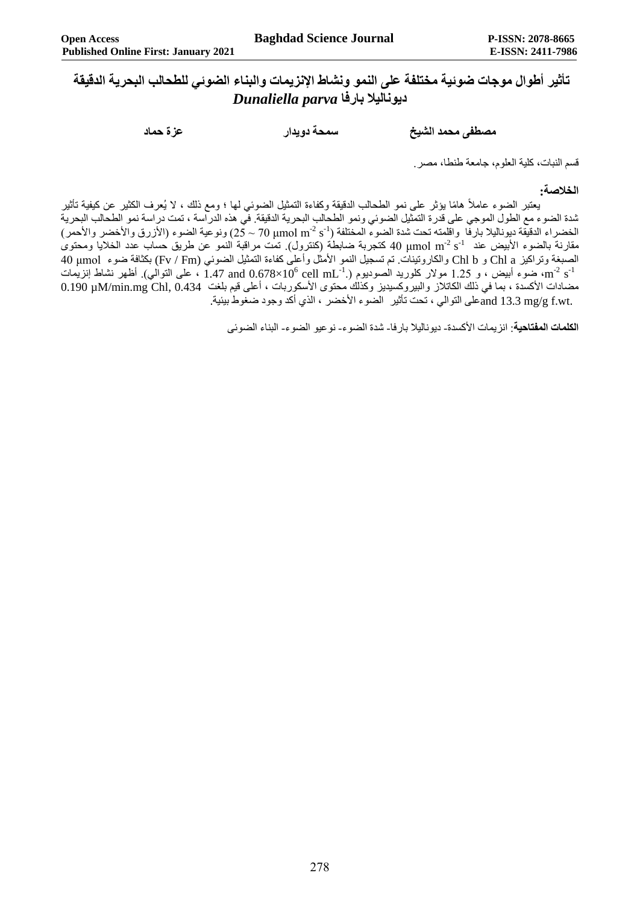# تأثير أطوال موجات ضوئية مختلفة على النمو ونشاط الإنزيمات والبناء الضوئي للطحالب البحرية الدقيقة ديوناليلا بارفا *Dunaliella parva*

**مصطفى محمد الشيخ  سمحة دويدار  عزة حماد**

قسم النبات، كلية العلوم، جامعة طنطا، مصر.

**الخلاصة:**

يعتبر الضوء عاملاً هامًا يؤثر على نمو الطحالب الدقيقة وكفاءة التمثيل الضوئي لها ؛ ومع ذلك ، لا يُعرف الكثير عن كيفية تأثير شدة الضوء مع الطول الموجي على قدرة التمثيل الضوئي ونمو الطحالب البحرية الدقيقة. في هذه الدراسة ، تمت دراسة نمو الطحالب البحرية الخضراء الدقيقة ديوناليلا بارفا واقلمته تحت شدة الضوء المختلفة ($25 \sim 70$ µmol $m^{-2}$ $s^{-1}$) ونوعية الضوء (الأزرق والأخضر والأحمر) مقارنة بالضوء الأبيض عند 40 µmol $m^{-2}$ $s^{-1}$ كتجربة ضابطة (كنترول). تمت مراقبة النمو عن طريق حساب عدد الخلايا ومحتوى الصبغة وتراكيز Chl a و Chl b والكاروتينات. تم تسجيل النمو الأمثل وأعلى كفاءة التمثيل الضوئي (Fv / Fm) بكثافة ضوء 40 µmol $m^{-2}$ $s^{-1}$، ضوء أبيض ، و 1.25 مولار كلوريد الصوديوم (1.47 and $0.678\times10^{6}$ cell $mL^{-1}$.) ، على التوالي). أظهر نشاط إنزيمات مضادات الأكسدة ، بما في ذلك الكاتلاز والبيروكسيديز وكذلك محتوى الأسكوربات ، أعلى قيم بلغت 0.190 µM/min.mg Chl, 0.434 and 13.3 mg/g f.wt. على التوالي ، تحت تأثير الضوء الأخضر ، الذي أكد وجود ضغوط بيئية.

**الكلمات المفتاحية**: انزيمات الأكسدة- ديوناليلا بارفا- شدة الضوء- نوعيو الضوء- البناء الضوئى